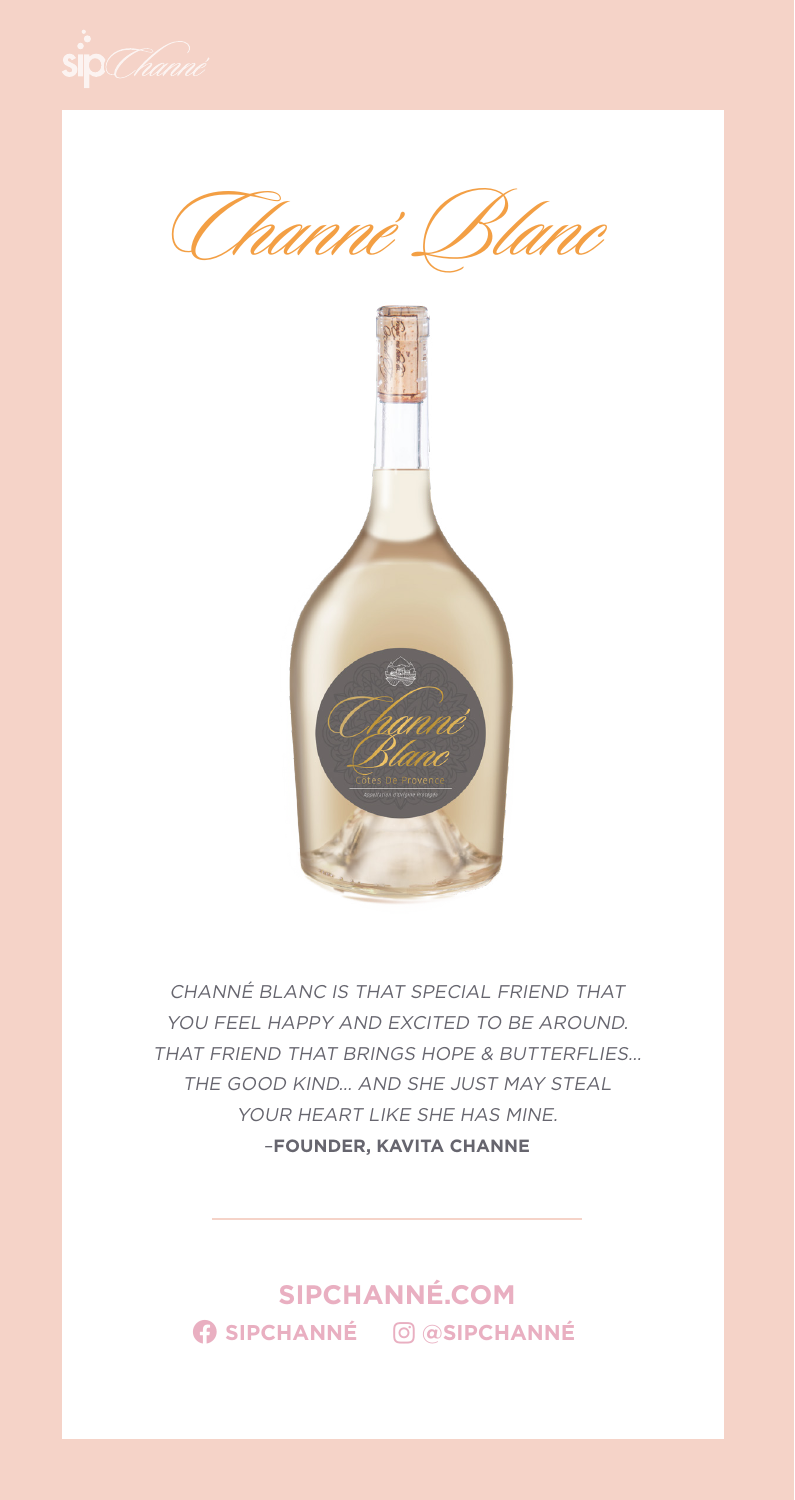# Channé Blanc

*CHANNÉ BLANC IS THAT SPECIAL FRIEND THAT YOU FEEL HAPPY AND EXCITED TO BE AROUND. THAT FRIEND THAT BRINGS HOPE & BUTTERFLIES... THE GOOD KIND... AND SHE JUST MAY STEAL YOUR HEART LIKE SHE HAS MINE.*

–**FOUNDER, KAVITA CHANNE**

---

**SIPCHANNÉ.COM**

**SIPCHANNÉ** **@SIPCHANNÉ**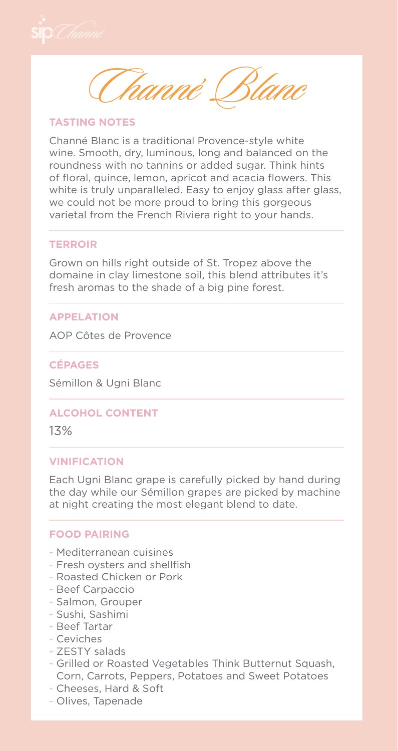# Channé Blanc

## TASTING NOTES

Channé Blanc is a traditional Provence-style white wine. Smooth, dry, luminous, long and balanced on the roundness with no tannins or added sugar. Think hints of floral, quince, lemon, apricot and acacia flowers. This white is truly unparalleled. Easy to enjoy glass after glass, we could not be more proud to bring this gorgeous varietal from the French Riviera right to your hands.

## TERROIR

Grown on hills right outside of St. Tropez above the domaine in clay limestone soil, this blend attributes it's fresh aromas to the shade of a big pine forest.

## APPELATION

AOP Côtes de Provence

## CÉPAGES

Sémillon & Ugni Blanc

## ALCOHOL CONTENT

13%

## VINIFICATION

Each Ugni Blanc grape is carefully picked by hand during the day while our Sémillon grapes are picked by machine at night creating the most elegant blend to date.

## FOOD PAIRING

- Mediterranean cuisines
- Fresh oysters and shellfish
- Roasted Chicken or Pork
- Beef Carpaccio
- Salmon, Grouper
- Sushi, Sashimi
- Beef Tartar
- Ceviches
- ZESTY salads
- Grilled or Roasted Vegetables Think Butternut Squash, Corn, Carrots, Peppers, Potatoes and Sweet Potatoes
- Cheeses, Hard & Soft
- Olives, Tapenade